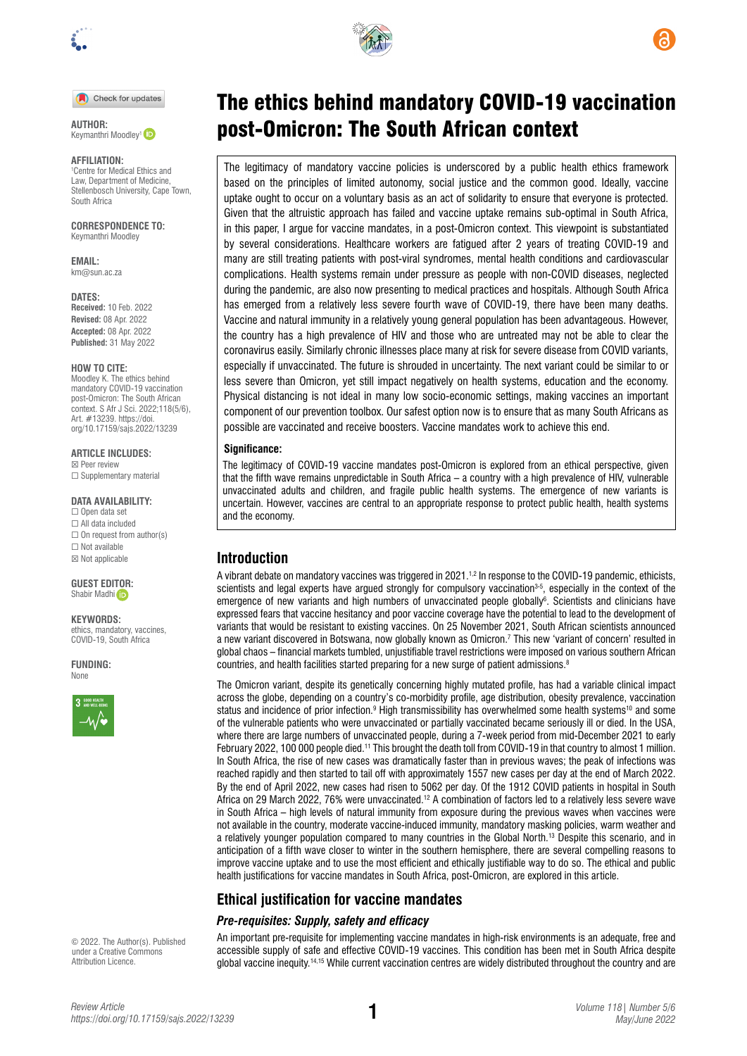# The ethics behind mandatory COVID-19 vaccination post-Omicron: The South African context

**AUTHOR:**
Keymanthri Moodley[1]

**AFFILIATION:**
[1]Centre for Medical Ethics and Law, Department of Medicine, Stellenbosch University, Cape Town, South Africa

**CORRESPONDENCE TO:**
Keymanthri Moodley

**EMAIL:**
km@sun.ac.za

**DATES:**
**Received:** 10 Feb. 2022
**Revised:** 08 Apr. 2022
**Accepted:** 08 Apr. 2022
**Published:** 31 May 2022

**HOW TO CITE:**
Moodley K. The ethics behind mandatory COVID-19 vaccination post-Omicron: The South African context. S Afr J Sci. 2022;118(5/6), Art. #13239. https://doi.org/10.17159/sajs.2022/13239

**ARTICLE INCLUDES:**
☒ Peer review
☐ Supplementary material

**DATA AVAILABILITY:**
☐ Open data set
☐ All data included
☐ On request from author(s)
☐ Not available
☒ Not applicable

**GUEST EDITOR:**
Shabir Madhi

**KEYWORDS:**
ethics, mandatory, vaccines, COVID-19, South Africa

**FUNDING:**
None

© 2022. The Author(s). Published under a Creative Commons Attribution Licence.

The legitimacy of mandatory vaccine policies is underscored by a public health ethics framework based on the principles of limited autonomy, social justice and the common good. Ideally, vaccine uptake ought to occur on a voluntary basis as an act of solidarity to ensure that everyone is protected. Given that the altruistic approach has failed and vaccine uptake remains sub-optimal in South Africa, in this paper, I argue for vaccine mandates, in a post-Omicron context. This viewpoint is substantiated by several considerations. Healthcare workers are fatigued after 2 years of treating COVID-19 and many are still treating patients with post-viral syndromes, mental health conditions and cardiovascular complications. Health systems remain under pressure as people with non-COVID diseases, neglected during the pandemic, are also now presenting to medical practices and hospitals. Although South Africa has emerged from a relatively less severe fourth wave of COVID-19, there have been many deaths. Vaccine and natural immunity in a relatively young general population has been advantageous. However, the country has a high prevalence of HIV and those who are untreated may not be able to clear the coronavirus easily. Similarly chronic illnesses place many at risk for severe disease from COVID variants, especially if unvaccinated. The future is shrouded in uncertainty. The next variant could be similar to or less severe than Omicron, yet still impact negatively on health systems, education and the economy. Physical distancing is not ideal in many low socio-economic settings, making vaccines an important component of our prevention toolbox. Our safest option now is to ensure that as many South Africans as possible are vaccinated and receive boosters. Vaccine mandates work to achieve this end.

**Significance:**

The legitimacy of COVID-19 vaccine mandates post-Omicron is explored from an ethical perspective, given that the fifth wave remains unpredictable in South Africa – a country with a high prevalence of HIV, vulnerable unvaccinated adults and children, and fragile public health systems. The emergence of new variants is uncertain. However, vaccines are central to an appropriate response to protect public health, health systems and the economy.

## Introduction

A vibrant debate on mandatory vaccines was triggered in 2021.[1,2] In response to the COVID-19 pandemic, ethicists, scientists and legal experts have argued strongly for compulsory vaccination[3-5], especially in the context of the emergence of new variants and high numbers of unvaccinated people globally[6]. Scientists and clinicians have expressed fears that vaccine hesitancy and poor vaccine coverage have the potential to lead to the development of variants that would be resistant to existing vaccines. On 25 November 2021, South African scientists announced a new variant discovered in Botswana, now globally known as Omicron.[7] This new 'variant of concern' resulted in global chaos – financial markets tumbled, unjustifiable travel restrictions were imposed on various southern African countries, and health facilities started preparing for a new surge of patient admissions.[8]

The Omicron variant, despite its genetically concerning highly mutated profile, has had a variable clinical impact across the globe, depending on a country's co-morbidity profile, age distribution, obesity prevalence, vaccination status and incidence of prior infection.[9] High transmissibility has overwhelmed some health systems[10] and some of the vulnerable patients who were unvaccinated or partially vaccinated became seriously ill or died. In the USA, where there are large numbers of unvaccinated people, during a 7-week period from mid-December 2021 to early February 2022, 100 000 people died.[11] This brought the death toll from COVID-19 in that country to almost 1 million. In South Africa, the rise of new cases was dramatically faster than in previous waves; the peak of infections was reached rapidly and then started to tail off with approximately 1557 new cases per day at the end of March 2022. By the end of April 2022, new cases had risen to 5062 per day. Of the 1912 COVID patients in hospital in South Africa on 29 March 2022, 76% were unvaccinated.[12] A combination of factors led to a relatively less severe wave in South Africa – high levels of natural immunity from exposure during the previous waves when vaccines were not available in the country, moderate vaccine-induced immunity, mandatory masking policies, warm weather and a relatively younger population compared to many countries in the Global North.[13] Despite this scenario, and in anticipation of a fifth wave closer to winter in the southern hemisphere, there are several compelling reasons to improve vaccine uptake and to use the most efficient and ethically justifiable way to do so. The ethical and public health justifications for vaccine mandates in South Africa, post-Omicron, are explored in this article.

## Ethical justification for vaccine mandates

### *Pre-requisites: Supply, safety and efficacy*

An important pre-requisite for implementing vaccine mandates in high-risk environments is an adequate, free and accessible supply of safe and effective COVID-19 vaccines. This condition has been met in South Africa despite global vaccine inequity.[14,15] While current vaccination centres are widely distributed throughout the country and are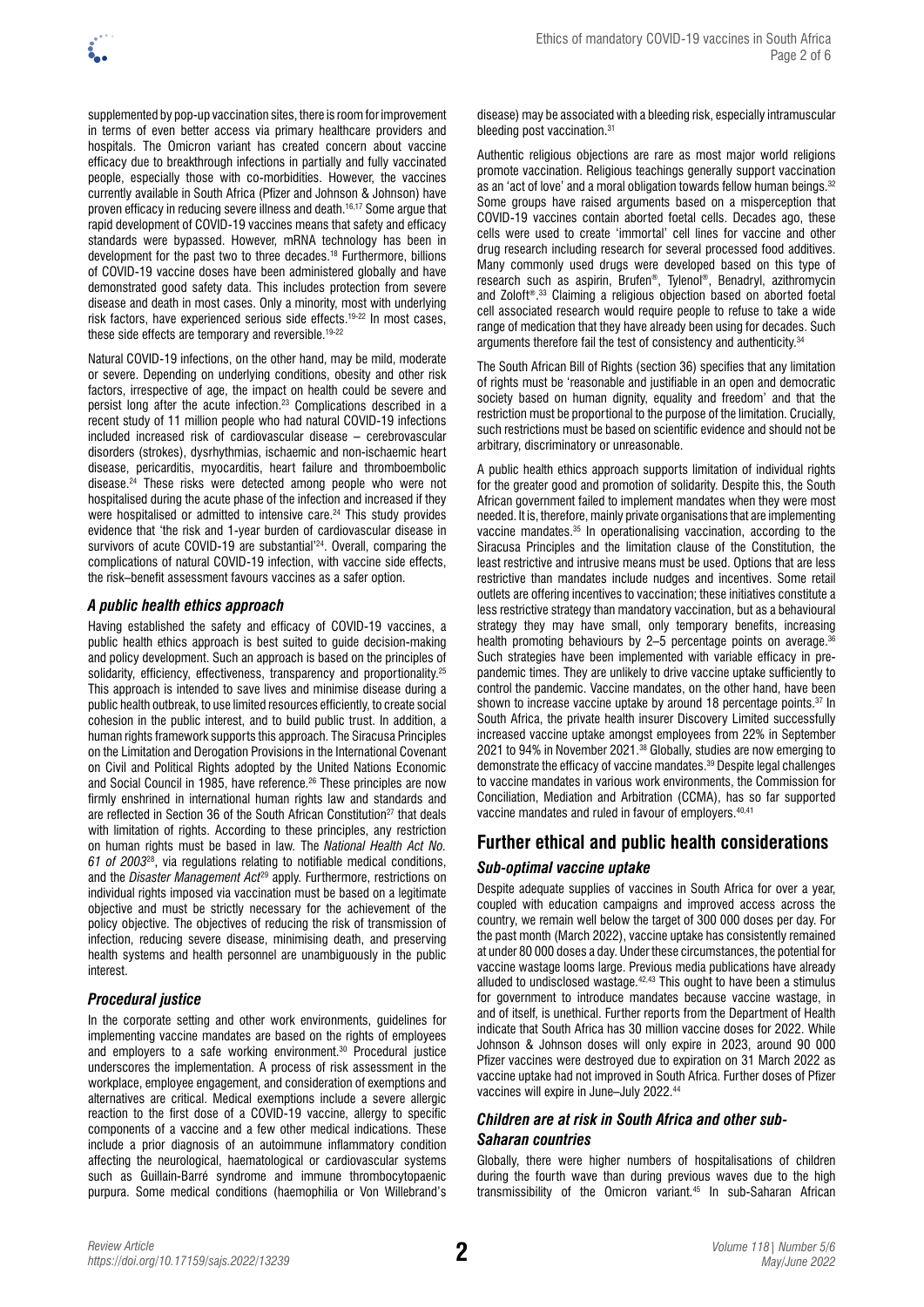supplemented by pop-up vaccination sites, there is room for improvement in terms of even better access via primary healthcare providers and hospitals. The Omicron variant has created concern about vaccine efficacy due to breakthrough infections in partially and fully vaccinated people, especially those with co-morbidities. However, the vaccines currently available in South Africa (Pfizer and Johnson & Johnson) have proven efficacy in reducing severe illness and death.[16,17] Some argue that rapid development of COVID-19 vaccines means that safety and efficacy standards were bypassed. However, mRNA technology has been in development for the past two to three decades.[18] Furthermore, billions of COVID-19 vaccine doses have been administered globally and have demonstrated good safety data. This includes protection from severe disease and death in most cases. Only a minority, most with underlying risk factors, have experienced serious side effects.[19-22] In most cases, these side effects are temporary and reversible.[19-22]

Natural COVID-19 infections, on the other hand, may be mild, moderate or severe. Depending on underlying conditions, obesity and other risk factors, irrespective of age, the impact on health could be severe and persist long after the acute infection.[23] Complications described in a recent study of 11 million people who had natural COVID-19 infections included increased risk of cardiovascular disease – cerebrovascular disorders (strokes), dysrhythmias, ischaemic and non-ischaemic heart disease, pericarditis, myocarditis, heart failure and thromboembolic disease.[24] These risks were detected among people who were not hospitalised during the acute phase of the infection and increased if they were hospitalised or admitted to intensive care.[24] This study provides evidence that 'the risk and 1-year burden of cardiovascular disease in survivors of acute COVID-19 are substantial'[24]. Overall, comparing the complications of natural COVID-19 infection, with vaccine side effects, the risk–benefit assessment favours vaccines as a safer option.

### *A public health ethics approach*

Having established the safety and efficacy of COVID-19 vaccines, a public health ethics approach is best suited to guide decision-making and policy development. Such an approach is based on the principles of solidarity, efficiency, effectiveness, transparency and proportionality.[25] This approach is intended to save lives and minimise disease during a public health outbreak, to use limited resources efficiently, to create social cohesion in the public interest, and to build public trust. In addition, a human rights framework supports this approach. The Siracusa Principles on the Limitation and Derogation Provisions in the International Covenant on Civil and Political Rights adopted by the United Nations Economic and Social Council in 1985, have reference.[26] These principles are now firmly enshrined in international human rights law and standards and are reflected in Section 36 of the South African Constitution[27] that deals with limitation of rights. According to these principles, any restriction on human rights must be based in law. The *National Health Act No. 61 of 2003*[28], via regulations relating to notifiable medical conditions, and the *Disaster Management Act*[29] apply. Furthermore, restrictions on individual rights imposed via vaccination must be based on a legitimate objective and must be strictly necessary for the achievement of the policy objective. The objectives of reducing the risk of transmission of infection, reducing severe disease, minimising death, and preserving health systems and health personnel are unambiguously in the public interest.

### *Procedural justice*

In the corporate setting and other work environments, guidelines for implementing vaccine mandates are based on the rights of employees and employers to a safe working environment.[30] Procedural justice underscores the implementation. A process of risk assessment in the workplace, employee engagement, and consideration of exemptions and alternatives are critical. Medical exemptions include a severe allergic reaction to the first dose of a COVID-19 vaccine, allergy to specific components of a vaccine and a few other medical indications. These include a prior diagnosis of an autoimmune inflammatory condition affecting the neurological, haematological or cardiovascular systems such as Guillain-Barré syndrome and immune thrombocytopaenic purpura. Some medical conditions (haemophilia or Von Willebrand's disease) may be associated with a bleeding risk, especially intramuscular bleeding post vaccination.[31]

Authentic religious objections are rare as most major world religions promote vaccination. Religious teachings generally support vaccination as an 'act of love' and a moral obligation towards fellow human beings.[32] Some groups have raised arguments based on a misperception that COVID-19 vaccines contain aborted foetal cells. Decades ago, these cells were used to create 'immortal' cell lines for vaccine and other drug research including research for several processed food additives. Many commonly used drugs were developed based on this type of research such as aspirin, Brufen®, Tylenol®, Benadryl, azithromycin and Zoloft®.[33] Claiming a religious objection based on aborted foetal cell associated research would require people to refuse to take a wide range of medication that they have already been using for decades. Such arguments therefore fail the test of consistency and authenticity.[34]

The South African Bill of Rights (section 36) specifies that any limitation of rights must be 'reasonable and justifiable in an open and democratic society based on human dignity, equality and freedom' and that the restriction must be proportional to the purpose of the limitation. Crucially, such restrictions must be based on scientific evidence and should not be arbitrary, discriminatory or unreasonable.

A public health ethics approach supports limitation of individual rights for the greater good and promotion of solidarity. Despite this, the South African government failed to implement mandates when they were most needed. It is, therefore, mainly private organisations that are implementing vaccine mandates.[35] In operationalising vaccination, according to the Siracusa Principles and the limitation clause of the Constitution, the least restrictive and intrusive means must be used. Options that are less restrictive than mandates include nudges and incentives. Some retail outlets are offering incentives to vaccination; these initiatives constitute a less restrictive strategy than mandatory vaccination, but as a behavioural strategy they may have small, only temporary benefits, increasing health promoting behaviours by 2–5 percentage points on average.[36] Such strategies have been implemented with variable efficacy in pre-pandemic times. They are unlikely to drive vaccine uptake sufficiently to control the pandemic. Vaccine mandates, on the other hand, have been shown to increase vaccine uptake by around 18 percentage points.[37] In South Africa, the private health insurer Discovery Limited successfully increased vaccine uptake amongst employees from 22% in September 2021 to 94% in November 2021.[38] Globally, studies are now emerging to demonstrate the efficacy of vaccine mandates.[39] Despite legal challenges to vaccine mandates in various work environments, the Commission for Conciliation, Mediation and Arbitration (CCMA), has so far supported vaccine mandates and ruled in favour of employers.[40,41]

## Further ethical and public health considerations

### *Sub-optimal vaccine uptake*

Despite adequate supplies of vaccines in South Africa for over a year, coupled with education campaigns and improved access across the country, we remain well below the target of 300 000 doses per day. For the past month (March 2022), vaccine uptake has consistently remained at under 80 000 doses a day. Under these circumstances, the potential for vaccine wastage looms large. Previous media publications have already alluded to undisclosed wastage.[42,43] This ought to have been a stimulus for government to introduce mandates because vaccine wastage, in and of itself, is unethical. Further reports from the Department of Health indicate that South Africa has 30 million vaccine doses for 2022. While Johnson & Johnson doses will only expire in 2023, around 90 000 Pfizer vaccines were destroyed due to expiration on 31 March 2022 as vaccine uptake had not improved in South Africa. Further doses of Pfizer vaccines will expire in June–July 2022.[44]

### *Children are at risk in South Africa and other sub-Saharan countries*

Globally, there were higher numbers of hospitalisations of children during the fourth wave than during previous waves due to the high transmissibility of the Omicron variant.[45] In sub-Saharan African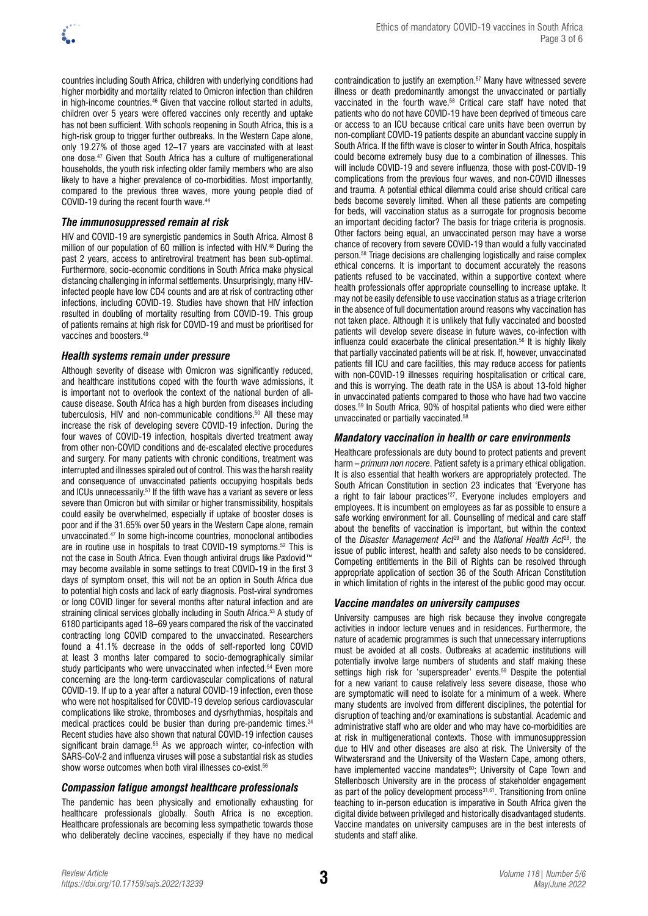countries including South Africa, children with underlying conditions had higher morbidity and mortality related to Omicron infection than children in high-income countries.[46] Given that vaccine rollout started in adults, children over 5 years were offered vaccines only recently and uptake has not been sufficient. With schools reopening in South Africa, this is a high-risk group to trigger further outbreaks. In the Western Cape alone, only 19.27% of those aged 12–17 years are vaccinated with at least one dose.[47] Given that South Africa has a culture of multigenerational households, the youth risk infecting older family members who are also likely to have a higher prevalence of co-morbidities. Most importantly, compared to the previous three waves, more young people died of COVID-19 during the recent fourth wave.[44]

### *The immunosuppressed remain at risk*

HIV and COVID-19 are synergistic pandemics in South Africa. Almost 8 million of our population of 60 million is infected with HIV.[48] During the past 2 years, access to antiretroviral treatment has been sub-optimal. Furthermore, socio-economic conditions in South Africa make physical distancing challenging in informal settlements. Unsurprisingly, many HIV-infected people have low CD4 counts and are at risk of contracting other infections, including COVID-19. Studies have shown that HIV infection resulted in doubling of mortality resulting from COVID-19. This group of patients remains at high risk for COVID-19 and must be prioritised for vaccines and boosters.[49]

### *Health systems remain under pressure*

Although severity of disease with Omicron was significantly reduced, and healthcare institutions coped with the fourth wave admissions, it is important not to overlook the context of the national burden of all-cause disease. South Africa has a high burden from diseases including tuberculosis, HIV and non-communicable conditions.[50] All these may increase the risk of developing severe COVID-19 infection. During the four waves of COVID-19 infection, hospitals diverted treatment away from other non-COVID conditions and de-escalated elective procedures and surgery. For many patients with chronic conditions, treatment was interrupted and illnesses spiraled out of control. This was the harsh reality and consequence of unvaccinated patients occupying hospitals beds and ICUs unnecessarily.[51] If the fifth wave has a variant as severe or less severe than Omicron but with similar or higher transmissibility, hospitals could easily be overwhelmed, especially if uptake of booster doses is poor and if the 31.65% over 50 years in the Western Cape alone, remain unvaccinated.[47] In some high-income countries, monoclonal antibodies are in routine use in hospitals to treat COVID-19 symptoms.[52] This is not the case in South Africa. Even though antiviral drugs like Paxlovid™ may become available in some settings to treat COVID-19 in the first 3 days of symptom onset, this will not be an option in South Africa due to potential high costs and lack of early diagnosis. Post-viral syndromes or long COVID linger for several months after natural infection and are straining clinical services globally including in South Africa.[53] A study of 6180 participants aged 18–69 years compared the risk of the vaccinated contracting long COVID compared to the unvaccinated. Researchers found a 41.1% decrease in the odds of self-reported long COVID at least 3 months later compared to socio-demographically similar study participants who were unvaccinated when infected.[54] Even more concerning are the long-term cardiovascular complications of natural COVID-19. If up to a year after a natural COVID-19 infection, even those who were not hospitalised for COVID-19 develop serious cardiovascular complications like stroke, thromboses and dysrhythmias, hospitals and medical practices could be busier than during pre-pandemic times.[24] Recent studies have also shown that natural COVID-19 infection causes significant brain damage.[55] As we approach winter, co-infection with SARS-CoV-2 and influenza viruses will pose a substantial risk as studies show worse outcomes when both viral illnesses co-exist.[56]

### *Compassion fatigue amongst healthcare professionals*

The pandemic has been physically and emotionally exhausting for healthcare professionals globally. South Africa is no exception. Healthcare professionals are becoming less sympathetic towards those who deliberately decline vaccines, especially if they have no medical contraindication to justify an exemption.[57] Many have witnessed severe illness or death predominantly amongst the unvaccinated or partially vaccinated in the fourth wave.[58] Critical care staff have noted that patients who do not have COVID-19 have been deprived of timeous care or access to an ICU because critical care units have been overrun by non-compliant COVID-19 patients despite an abundant vaccine supply in South Africa. If the fifth wave is closer to winter in South Africa, hospitals could become extremely busy due to a combination of illnesses. This will include COVID-19 and severe influenza, those with post-COVID-19 complications from the previous four waves, and non-COVID illnesses and trauma. A potential ethical dilemma could arise should critical care beds become severely limited. When all these patients are competing for beds, will vaccination status as a surrogate for prognosis become an important deciding factor? The basis for triage criteria is prognosis. Other factors being equal, an unvaccinated person may have a worse chance of recovery from severe COVID-19 than would a fully vaccinated person.[58] Triage decisions are challenging logistically and raise complex ethical concerns. It is important to document accurately the reasons patients refused to be vaccinated, within a supportive context where health professionals offer appropriate counselling to increase uptake. It may not be easily defensible to use vaccination status as a triage criterion in the absence of full documentation around reasons why vaccination has not taken place. Although it is unlikely that fully vaccinated and boosted patients will develop severe disease in future waves, co-infection with influenza could exacerbate the clinical presentation.[56] It is highly likely that partially vaccinated patients will be at risk. If, however, unvaccinated patients fill ICU and care facilities, this may reduce access for patients with non-COVID-19 illnesses requiring hospitalisation or critical care, and this is worrying. The death rate in the USA is about 13-fold higher in unvaccinated patients compared to those who have had two vaccine doses.[59] In South Africa, 90% of hospital patients who died were either unvaccinated or partially vaccinated.[58]

### *Mandatory vaccination in health or care environments*

Healthcare professionals are duty bound to protect patients and prevent harm – *primum non nocere*. Patient safety is a primary ethical obligation. It is also essential that health workers are appropriately protected. The South African Constitution in section 23 indicates that 'Everyone has a right to fair labour practices'[27]. Everyone includes employers and employees. It is incumbent on employees as far as possible to ensure a safe working environment for all. Counselling of medical and care staff about the benefits of vaccination is important, but within the context of the *Disaster Management Act*[29] and the *National Health Act*[28], the issue of public interest, health and safety also needs to be considered. Competing entitlements in the Bill of Rights can be resolved through appropriate application of section 36 of the South African Constitution in which limitation of rights in the interest of the public good may occur.

### *Vaccine mandates on university campuses*

University campuses are high risk because they involve congregate activities in indoor lecture venues and in residences. Furthermore, the nature of academic programmes is such that unnecessary interruptions must be avoided at all costs. Outbreaks at academic institutions will potentially involve large numbers of students and staff making these settings high risk for 'superspreader' events.[59] Despite the potential for a new variant to cause relatively less severe disease, those who are symptomatic will need to isolate for a minimum of a week. Where many students are involved from different disciplines, the potential for disruption of teaching and/or examinations is substantial. Academic and administrative staff who are older and who may have co-morbidities are at risk in multigenerational contexts. Those with immunosuppression due to HIV and other diseases are also at risk. The University of the Witwatersrand and the University of the Western Cape, among others, have implemented vaccine mandates[60]; University of Cape Town and Stellenbosch University are in the process of stakeholder engagement as part of the policy development process[31,61]. Transitioning from online teaching to in-person education is imperative in South Africa given the digital divide between privileged and historically disadvantaged students. Vaccine mandates on university campuses are in the best interests of students and staff alike.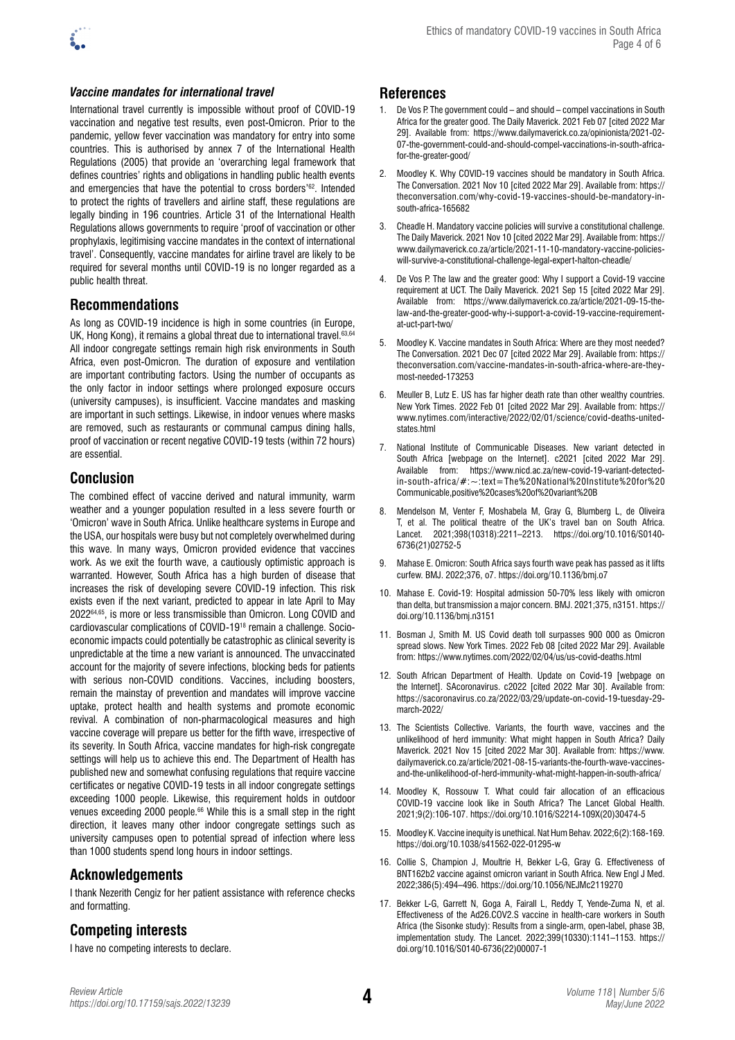### *Vaccine mandates for international travel*

International travel currently is impossible without proof of COVID-19 vaccination and negative test results, even post-Omicron. Prior to the pandemic, yellow fever vaccination was mandatory for entry into some countries. This is authorised by annex 7 of the International Health Regulations (2005) that provide an 'overarching legal framework that defines countries' rights and obligations in handling public health events and emergencies that have the potential to cross borders'[62]. Intended to protect the rights of travellers and airline staff, these regulations are legally binding in 196 countries. Article 31 of the International Health Regulations allows governments to require 'proof of vaccination or other prophylaxis, legitimising vaccine mandates in the context of international travel'. Consequently, vaccine mandates for airline travel are likely to be required for several months until COVID-19 is no longer regarded as a public health threat.

## Recommendations

As long as COVID-19 incidence is high in some countries (in Europe, UK, Hong Kong), it remains a global threat due to international travel.[63,64] All indoor congregate settings remain high risk environments in South Africa, even post-Omicron. The duration of exposure and ventilation are important contributing factors. Using the number of occupants as the only factor in indoor settings where prolonged exposure occurs (university campuses), is insufficient. Vaccine mandates and masking are important in such settings. Likewise, in indoor venues where masks are removed, such as restaurants or communal campus dining halls, proof of vaccination or recent negative COVID-19 tests (within 72 hours) are essential.

## Conclusion

The combined effect of vaccine derived and natural immunity, warm weather and a younger population resulted in a less severe fourth or 'Omicron' wave in South Africa. Unlike healthcare systems in Europe and the USA, our hospitals were busy but not completely overwhelmed during this wave. In many ways, Omicron provided evidence that vaccines work. As we exit the fourth wave, a cautiously optimistic approach is warranted. However, South Africa has a high burden of disease that increases the risk of developing severe COVID-19 infection. This risk exists even if the next variant, predicted to appear in late April to May 2022[64,65], is more or less transmissible than Omicron. Long COVID and cardiovascular complications of COVID-19[18] remain a challenge. Socio-economic impacts could potentially be catastrophic as clinical severity is unpredictable at the time a new variant is announced. The unvaccinated account for the majority of severe infections, blocking beds for patients with serious non-COVID conditions. Vaccines, including boosters, remain the mainstay of prevention and mandates will improve vaccine uptake, protect health and health systems and promote economic revival. A combination of non-pharmacological measures and high vaccine coverage will prepare us better for the fifth wave, irrespective of its severity. In South Africa, vaccine mandates for high-risk congregate settings will help us to achieve this end. The Department of Health has published new and somewhat confusing regulations that require vaccine certificates or negative COVID-19 tests in all indoor congregate settings exceeding 1000 people. Likewise, this requirement holds in outdoor venues exceeding 2000 people.[66] While this is a small step in the right direction, it leaves many other indoor congregate settings such as university campuses open to potential spread of infection where less than 1000 students spend long hours in indoor settings.

## Acknowledgements

I thank Nezerith Cengiz for her patient assistance with reference checks and formatting.

## Competing interests

I have no competing interests to declare.

## References

1. De Vos P. The government could – and should – compel vaccinations in South Africa for the greater good. The Daily Maverick. 2021 Feb 07 [cited 2022 Mar 29]. Available from: https://www.dailymaverick.co.za/opinionista/2021-02-07-the-government-could-and-should-compel-vaccinations-in-south-africa-for-the-greater-good/
2. Moodley K. Why COVID-19 vaccines should be mandatory in South Africa. The Conversation. 2021 Nov 10 [cited 2022 Mar 29]. Available from: https://theconversation.com/why-covid-19-vaccines-should-be-mandatory-in-south-africa-165682
3. Cheadle H. Mandatory vaccine policies will survive a constitutional challenge. The Daily Maverick. 2021 Nov 10 [cited 2022 Mar 29]. Available from: https://www.dailymaverick.co.za/article/2021-11-10-mandatory-vaccine-policies-will-survive-a-constitutional-challenge-legal-expert-halton-cheadle/
4. De Vos P. The law and the greater good: Why I support a Covid-19 vaccine requirement at UCT. The Daily Maverick. 2021 Sep 15 [cited 2022 Mar 29]. Available from: https://www.dailymaverick.co.za/article/2021-09-15-the-law-and-the-greater-good-why-i-support-a-covid-19-vaccine-requirement-at-uct-part-two/
5. Moodley K. Vaccine mandates in South Africa: Where are they most needed? The Conversation. 2021 Dec 07 [cited 2022 Mar 29]. Available from: https://theconversation.com/vaccine-mandates-in-south-africa-where-are-they-most-needed-173253
6. Meuller B, Lutz E. US has far higher death rate than other wealthy countries. New York Times. 2022 Feb 01 [cited 2022 Mar 29]. Available from: https://www.nytimes.com/interactive/2022/02/01/science/covid-deaths-united-states.html
7. National Institute of Communicable Diseases. New variant detected in South Africa [webpage on the Internet]. c2021 [cited 2022 Mar 29]. Available from: https://www.nicd.ac.za/new-covid-19-variant-detected-in-south-africa/#:~:text=The%20National%20Institute%20for%20Communicable,positive%20cases%20of%20variant%20B
8. Mendelson M, Venter F, Moshabela M, Gray G, Blumberg L, de Oliveira T, et al. The political theatre of the UK's travel ban on South Africa. Lancet. 2021;398(10318):2211–2213. https://doi.org/10.1016/S0140-6736(21)02752-5
9. Mahase E. Omicron: South Africa says fourth wave peak has passed as it lifts curfew. BMJ. 2022;376, o7. https://doi.org/10.1136/bmj.o7
10. Mahase E. Covid-19: Hospital admission 50-70% less likely with omicron than delta, but transmission a major concern. BMJ. 2021;375, n3151. https://doi.org/10.1136/bmj.n3151
11. Bosman J, Smith M. US Covid death toll surpasses 900 000 as Omicron spread slows. New York Times. 2022 Feb 08 [cited 2022 Mar 29]. Available from: https://www.nytimes.com/2022/02/04/us/us-covid-deaths.html
12. South African Department of Health. Update on Covid-19 [webpage on the Internet]. SAcoronavirus. c2022 [cited 2022 Mar 30]. Available from: https://sacoronavirus.co.za/2022/03/29/update-on-covid-19-tuesday-29-march-2022/
13. The Scientists Collective. Variants, the fourth wave, vaccines and the unlikelihood of herd immunity: What might happen in South Africa? Daily Maverick. 2021 Nov 15 [cited 2022 Mar 30]. Available from: https://www.dailymaverick.co.za/article/2021-08-15-variants-the-fourth-wave-vaccines-and-the-unlikelihood-of-herd-immunity-what-might-happen-in-south-africa/
14. Moodley K, Rossouw T. What could fair allocation of an efficacious COVID-19 vaccine look like in South Africa? The Lancet Global Health. 2021;9(2):106-107. https://doi.org/10.1016/S2214-109X(20)30474-5
15. Moodley K. Vaccine inequity is unethical. Nat Hum Behav. 2022;6(2):168-169. https://doi.org/10.1038/s41562-022-01295-w
16. Collie S, Champion J, Moultrie H, Bekker L-G, Gray G. Effectiveness of BNT162b2 vaccine against omicron variant in South Africa. New Engl J Med. 2022;386(5):494–496. https://doi.org/10.1056/NEJMc2119270
17. Bekker L-G, Garrett N, Goga A, Fairall L, Reddy T, Yende-Zuma N, et al. Effectiveness of the Ad26.COV2.S vaccine in health-care workers in South Africa (the Sisonke study): Results from a single-arm, open-label, phase 3B, implementation study. The Lancet. 2022;399(10330):1141–1153. https://doi.org/10.1016/S0140-6736(22)00007-1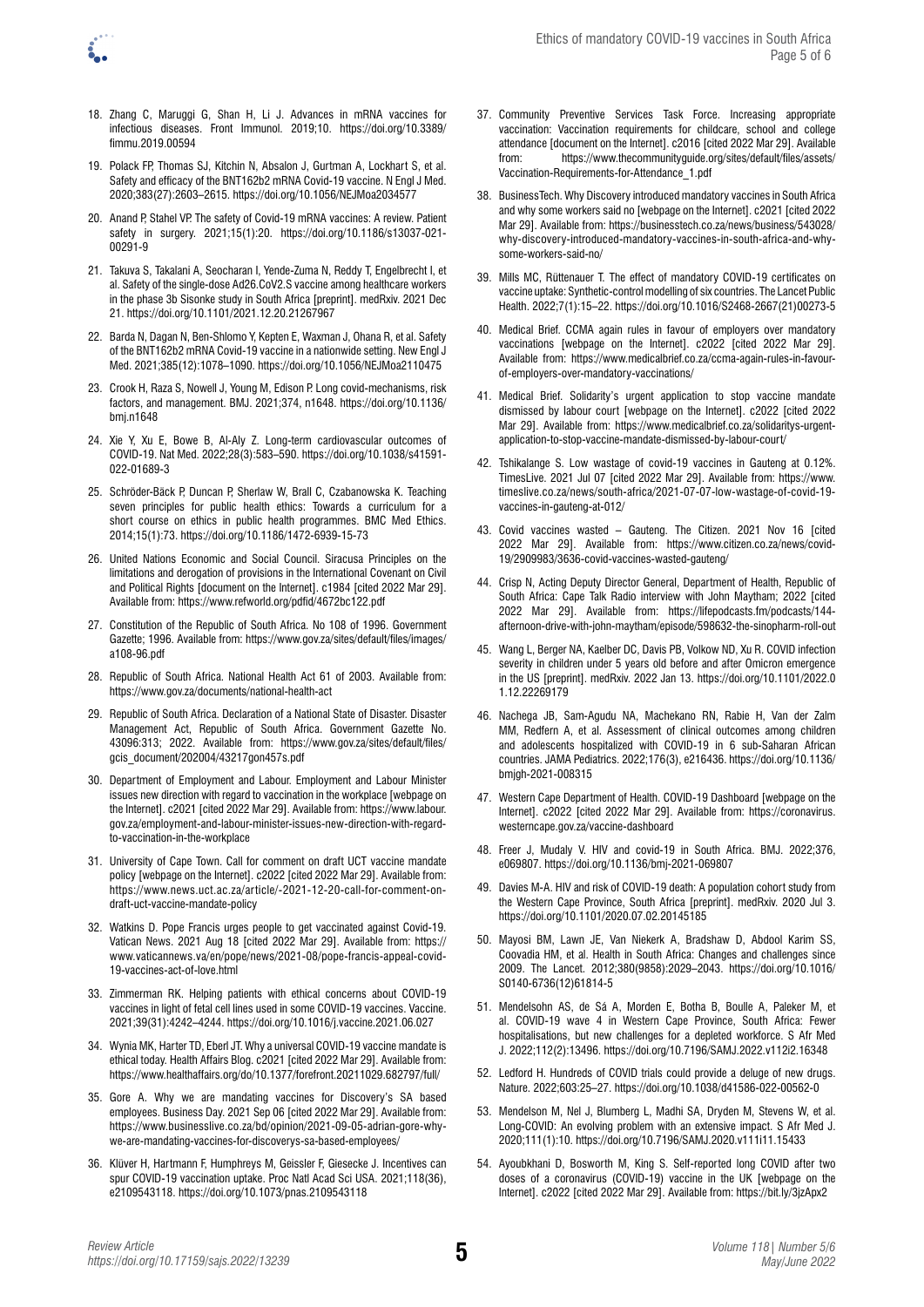18. Zhang C, Maruggi G, Shan H, Li J. Advances in mRNA vaccines for infectious diseases. Front Immunol. 2019;10. https://doi.org/10.3389/fimmu.2019.00594

19. Polack FP, Thomas SJ, Kitchin N, Absalon J, Gurtman A, Lockhart S, et al. Safety and efficacy of the BNT162b2 mRNA Covid-19 vaccine. N Engl J Med. 2020;383(27):2603–2615. https://doi.org/10.1056/NEJMoa2034577

20. Anand P, Stahel VP. The safety of Covid-19 mRNA vaccines: A review. Patient safety in surgery. 2021;15(1):20. https://doi.org/10.1186/s13037-021-00291-9

21. Takuva S, Takalani A, Seocharan I, Yende-Zuma N, Reddy T, Engelbrecht I, et al. Safety of the single-dose Ad26.CoV2.S vaccine among healthcare workers in the phase 3b Sisonke study in South Africa [preprint]. medRxiv. 2021 Dec 21. https://doi.org/10.1101/2021.12.20.21267967

22. Barda N, Dagan N, Ben-Shlomo Y, Kepten E, Waxman J, Ohana R, et al. Safety of the BNT162b2 mRNA Covid-19 vaccine in a nationwide setting. New Engl J Med. 2021;385(12):1078–1090. https://doi.org/10.1056/NEJMoa2110475

23. Crook H, Raza S, Nowell J, Young M, Edison P. Long covid-mechanisms, risk factors, and management. BMJ. 2021;374, n1648. https://doi.org/10.1136/bmj.n1648

24. Xie Y, Xu E, Bowe B, Al-Aly Z. Long-term cardiovascular outcomes of COVID-19. Nat Med. 2022;28(3):583–590. https://doi.org/10.1038/s41591-022-01689-3

25. Schröder-Bäck P, Duncan P, Sherlaw W, Brall C, Czabanowska K. Teaching seven principles for public health ethics: Towards a curriculum for a short course on ethics in public health programmes. BMC Med Ethics. 2014;15(1):73. https://doi.org/10.1186/1472-6939-15-73

26. United Nations Economic and Social Council. Siracusa Principles on the limitations and derogation of provisions in the International Covenant on Civil and Political Rights [document on the Internet]. c1984 [cited 2022 Mar 29]. Available from: https://www.refworld.org/pdfid/4672bc122.pdf

27. Constitution of the Republic of South Africa. No 108 of 1996. Government Gazette; 1996. Available from: https://www.gov.za/sites/default/files/images/a108-96.pdf

28. Republic of South Africa. National Health Act 61 of 2003. Available from: https://www.gov.za/documents/national-health-act

29. Republic of South Africa. Declaration of a National State of Disaster. Disaster Management Act, Republic of South Africa. Government Gazette No. 43096:313; 2022. Available from: https://www.gov.za/sites/default/files/gcis_document/202004/43217gon457s.pdf

30. Department of Employment and Labour. Employment and Labour Minister issues new direction with regard to vaccination in the workplace [webpage on the Internet]. c2021 [cited 2022 Mar 29]. Available from: https://www.labour.gov.za/employment-and-labour-minister-issues-new-direction-with-regard-to-vaccination-in-the-workplace

31. University of Cape Town. Call for comment on draft UCT vaccine mandate policy [webpage on the Internet]. c2022 [cited 2022 Mar 29]. Available from: https://www.news.uct.ac.za/article/-2021-12-20-call-for-comment-on-draft-uct-vaccine-mandate-policy

32. Watkins D. Pope Francis urges people to get vaccinated against Covid-19. Vatican News. 2021 Aug 18 [cited 2022 Mar 29]. Available from: https://www.vaticannews.va/en/pope/news/2021-08/pope-francis-appeal-covid-19-vaccines-act-of-love.html

33. Zimmerman RK. Helping patients with ethical concerns about COVID-19 vaccines in light of fetal cell lines used in some COVID-19 vaccines. Vaccine. 2021;39(31):4242–4244. https://doi.org/10.1016/j.vaccine.2021.06.027

34. Wynia MK, Harter TD, Eberl JT. Why a universal COVID-19 vaccine mandate is ethical today. Health Affairs Blog. c2021 [cited 2022 Mar 29]. Available from: https://www.healthaffairs.org/do/10.1377/forefront.20211029.682797/full/

35. Gore A. Why we are mandating vaccines for Discovery's SA based employees. Business Day. 2021 Sep 06 [cited 2022 Mar 29]. Available from: https://www.businesslive.co.za/bd/opinion/2021-09-05-adrian-gore-why-we-are-mandating-vaccines-for-discoverys-sa-based-employees/

36. Klüver H, Hartmann F, Humphreys M, Geissler F, Giesecke J. Incentives can spur COVID-19 vaccination uptake. Proc Natl Acad Sci USA. 2021;118(36), e2109543118. https://doi.org/10.1073/pnas.2109543118

37. Community Preventive Services Task Force. Increasing appropriate vaccination: Vaccination requirements for childcare, school and college attendance [document on the Internet]. c2016 [cited 2022 Mar 29]. Available from: https://www.thecommunityguide.org/sites/default/files/assets/Vaccination-Requirements-for-Attendance_1.pdf

38. BusinessTech. Why Discovery introduced mandatory vaccines in South Africa and why some workers said no [webpage on the Internet]. c2021 [cited 2022 Mar 29]. Available from: https://businesstech.co.za/news/business/543028/why-discovery-introduced-mandatory-vaccines-in-south-africa-and-why-some-workers-said-no/

39. Mills MC, Rüttenauer T. The effect of mandatory COVID-19 certificates on vaccine uptake: Synthetic-control modelling of six countries. The Lancet Public Health. 2022;7(1):15–22. https://doi.org/10.1016/S2468-2667(21)00273-5

40. Medical Brief. CCMA again rules in favour of employers over mandatory vaccinations [webpage on the Internet]. c2022 [cited 2022 Mar 29]. Available from: https://www.medicalbrief.co.za/ccma-again-rules-in-favour-of-employers-over-mandatory-vaccinations/

41. Medical Brief. Solidarity's urgent application to stop vaccine mandate dismissed by labour court [webpage on the Internet]. c2022 [cited 2022 Mar 29]. Available from: https://www.medicalbrief.co.za/solidaritys-urgent-application-to-stop-vaccine-mandate-dismissed-by-labour-court/

42. Tshikalange S. Low wastage of covid-19 vaccines in Gauteng at 0.12%. TimesLive. 2021 Jul 07 [cited 2022 Mar 29]. Available from: https://www.timeslive.co.za/news/south-africa/2021-07-07-low-wastage-of-covid-19-vaccines-in-gauteng-at-012/

43. Covid vaccines wasted – Gauteng. The Citizen. 2021 Nov 16 [cited 2022 Mar 29]. Available from: https://www.citizen.co.za/news/covid-19/2909983/3636-covid-vaccines-wasted-gauteng/

44. Crisp N, Acting Deputy Director General, Department of Health, Republic of South Africa: Cape Talk Radio interview with John Maytham; 2022 [cited 2022 Mar 29]. Available from: https://lifepodcasts.fm/podcasts/144-afternoon-drive-with-john-maytham/episode/598632-the-sinopharm-roll-out

45. Wang L, Berger NA, Kaelber DC, Davis PB, Volkow ND, Xu R. COVID infection severity in children under 5 years old before and after Omicron emergence in the US [preprint]. medRxiv. 2022 Jan 13. https://doi.org/10.1101/2022.01.12.22269179

46. Nachega JB, Sam-Agudu NA, Machekano RN, Rabie H, Van der Zalm MM, Redfern A, et al. Assessment of clinical outcomes among children and adolescents hospitalized with COVID-19 in 6 sub-Saharan African countries. JAMA Pediatrics. 2022;176(3), e216436. https://doi.org/10.1136/bmjgh-2021-008315

47. Western Cape Department of Health. COVID-19 Dashboard [webpage on the Internet]. c2022 [cited 2022 Mar 29]. Available from: https://coronavirus.westerncape.gov.za/vaccine-dashboard

48. Freer J, Mudaly V. HIV and covid-19 in South Africa. BMJ. 2022;376, e069807. https://doi.org/10.1136/bmj-2021-069807

49. Davies M-A. HIV and risk of COVID-19 death: A population cohort study from the Western Cape Province, South Africa [preprint]. medRxiv. 2020 Jul 3. https://doi.org/10.1101/2020.07.02.20145185

50. Mayosi BM, Lawn JE, Van Niekerk A, Bradshaw D, Abdool Karim SS, Coovadia HM, et al. Health in South Africa: Changes and challenges since 2009. The Lancet. 2012;380(9858):2029–2043. https://doi.org/10.1016/S0140-6736(12)61814-5

51. Mendelsohn AS, de Sá A, Morden E, Botha B, Boulle A, Paleker M, et al. COVID-19 wave 4 in Western Cape Province, South Africa: Fewer hospitalisations, but new challenges for a depleted workforce. S Afr Med J. 2022;112(2):13496. https://doi.org/10.7196/SAMJ.2022.v112i2.16348

52. Ledford H. Hundreds of COVID trials could provide a deluge of new drugs. Nature. 2022;603:25–27. https://doi.org/10.1038/d41586-022-00562-0

53. Mendelson M, Nel J, Blumberg L, Madhi SA, Dryden M, Stevens W, et al. Long-COVID: An evolving problem with an extensive impact. S Afr Med J. 2020;111(1):10. https://doi.org/10.7196/SAMJ.2020.v111i11.15433

54. Ayoubkhani D, Bosworth M, King S. Self-reported long COVID after two doses of a coronavirus (COVID-19) vaccine in the UK [webpage on the Internet]. c2022 [cited 2022 Mar 29]. Available from: https://bit.ly/3jzApx2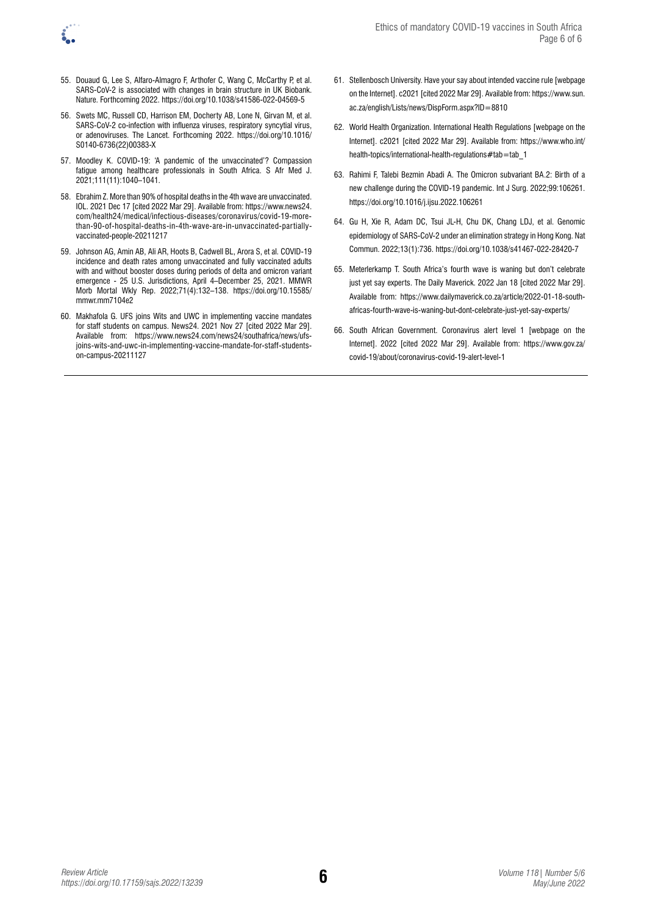55. Douaud G, Lee S, Alfaro-Almagro F, Arthofer C, Wang C, McCarthy P, et al. SARS-CoV-2 is associated with changes in brain structure in UK Biobank. Nature. Forthcoming 2022. https://doi.org/10.1038/s41586-022-04569-5

56. Swets MC, Russell CD, Harrison EM, Docherty AB, Lone N, Girvan M, et al. SARS-CoV-2 co-infection with influenza viruses, respiratory syncytial virus, or adenoviruses. The Lancet. Forthcoming 2022. https://doi.org/10.1016/S0140-6736(22)00383-X

57. Moodley K. COVID-19: 'A pandemic of the unvaccinated'? Compassion fatigue among healthcare professionals in South Africa. S Afr Med J. 2021;111(11):1040–1041.

58. Ebrahim Z. More than 90% of hospital deaths in the 4th wave are unvaccinated. IOL. 2021 Dec 17 [cited 2022 Mar 29]. Available from: https://www.news24.com/health24/medical/infectious-diseases/coronavirus/covid-19-more-than-90-of-hospital-deaths-in-4th-wave-are-in-unvaccinated-partially-vaccinated-people-20211217

59. Johnson AG, Amin AB, Ali AR, Hoots B, Cadwell BL, Arora S, et al. COVID-19 incidence and death rates among unvaccinated and fully vaccinated adults with and without booster doses during periods of delta and omicron variant emergence - 25 U.S. Jurisdictions, April 4–December 25, 2021. MMWR Morb Mortal Wkly Rep. 2022;71(4):132–138. https://doi.org/10.15585/mmwr.mm7104e2

60. Makhafola G. UFS joins Wits and UWC in implementing vaccine mandates for staff students on campus. News24. 2021 Nov 27 [cited 2022 Mar 29]. Available from: https://www.news24.com/news24/southafrica/news/ufs-joins-wits-and-uwc-in-implementing-vaccine-mandate-for-staff-students-on-campus-20211127

61. Stellenbosch University. Have your say about intended vaccine rule [webpage on the Internet]. c2021 [cited 2022 Mar 29]. Available from: https://www.sun.ac.za/english/Lists/news/DispForm.aspx?ID=8810

62. World Health Organization. International Health Regulations [webpage on the Internet]. c2021 [cited 2022 Mar 29]. Available from: https://www.who.int/health-topics/international-health-regulations#tab=tab_1

63. Rahimi F, Talebi Bezmin Abadi A. The Omicron subvariant BA.2: Birth of a new challenge during the COVID-19 pandemic. Int J Surg. 2022;99:106261. https://doi.org/10.1016/j.ijsu.2022.106261

64. Gu H, Xie R, Adam DC, Tsui JL-H, Chu DK, Chang LDJ, et al. Genomic epidemiology of SARS-CoV-2 under an elimination strategy in Hong Kong. Nat Commun. 2022;13(1):736. https://doi.org/10.1038/s41467-022-28420-7

65. Meterlerkamp T. South Africa's fourth wave is waning but don't celebrate just yet say experts. The Daily Maverick. 2022 Jan 18 [cited 2022 Mar 29]. Available from: https://www.dailymaverick.co.za/article/2022-01-18-south-africas-fourth-wave-is-waning-but-dont-celebrate-just-yet-say-experts/

66. South African Government. Coronavirus alert level 1 [webpage on the Internet]. 2022 [cited 2022 Mar 29]. Available from: https://www.gov.za/covid-19/about/coronavirus-covid-19-alert-level-1